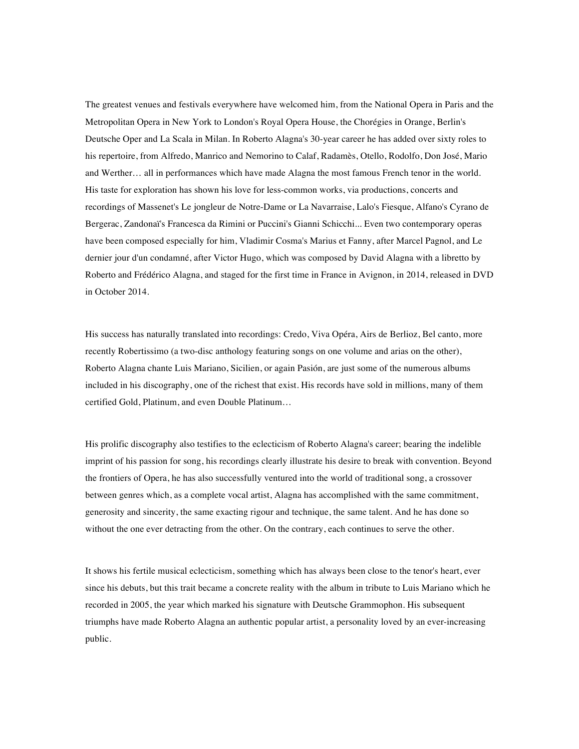The greatest venues and festivals everywhere have welcomed him, from the National Opera in Paris and the Metropolitan Opera in New York to London's Royal Opera House, the Chorégies in Orange, Berlin's Deutsche Oper and La Scala in Milan. In Roberto Alagna's 30-year career he has added over sixty roles to his repertoire, from Alfredo, Manrico and Nemorino to Calaf, Radamès, Otello, Rodolfo, Don José, Mario and Werther… all in performances which have made Alagna the most famous French tenor in the world. His taste for exploration has shown his love for less-common works, via productions, concerts and recordings of Massenet's Le jongleur de Notre-Dame or La Navarraise, Lalo's Fiesque, Alfano's Cyrano de Bergerac, Zandonaï's Francesca da Rimini or Puccini's Gianni Schicchi... Even two contemporary operas have been composed especially for him, Vladimir Cosma's Marius et Fanny, after Marcel Pagnol, and Le dernier jour d'un condamné, after Victor Hugo, which was composed by David Alagna with a libretto by Roberto and Frédérico Alagna, and staged for the first time in France in Avignon, in 2014, released in DVD in October 2014.

His success has naturally translated into recordings: Credo, Viva Opéra, Airs de Berlioz, Bel canto, more recently Robertissimo (a two-disc anthology featuring songs on one volume and arias on the other), Roberto Alagna chante Luis Mariano, Sicilien, or again Pasión, are just some of the numerous albums included in his discography, one of the richest that exist. His records have sold in millions, many of them certified Gold, Platinum, and even Double Platinum…

His prolific discography also testifies to the eclecticism of Roberto Alagna's career; bearing the indelible imprint of his passion for song, his recordings clearly illustrate his desire to break with convention. Beyond the frontiers of Opera, he has also successfully ventured into the world of traditional song, a crossover between genres which, as a complete vocal artist, Alagna has accomplished with the same commitment, generosity and sincerity, the same exacting rigour and technique, the same talent. And he has done so without the one ever detracting from the other. On the contrary, each continues to serve the other.

It shows his fertile musical eclecticism, something which has always been close to the tenor's heart, ever since his debuts, but this trait became a concrete reality with the album in tribute to Luis Mariano which he recorded in 2005, the year which marked his signature with Deutsche Grammophon. His subsequent triumphs have made Roberto Alagna an authentic popular artist, a personality loved by an ever-increasing public.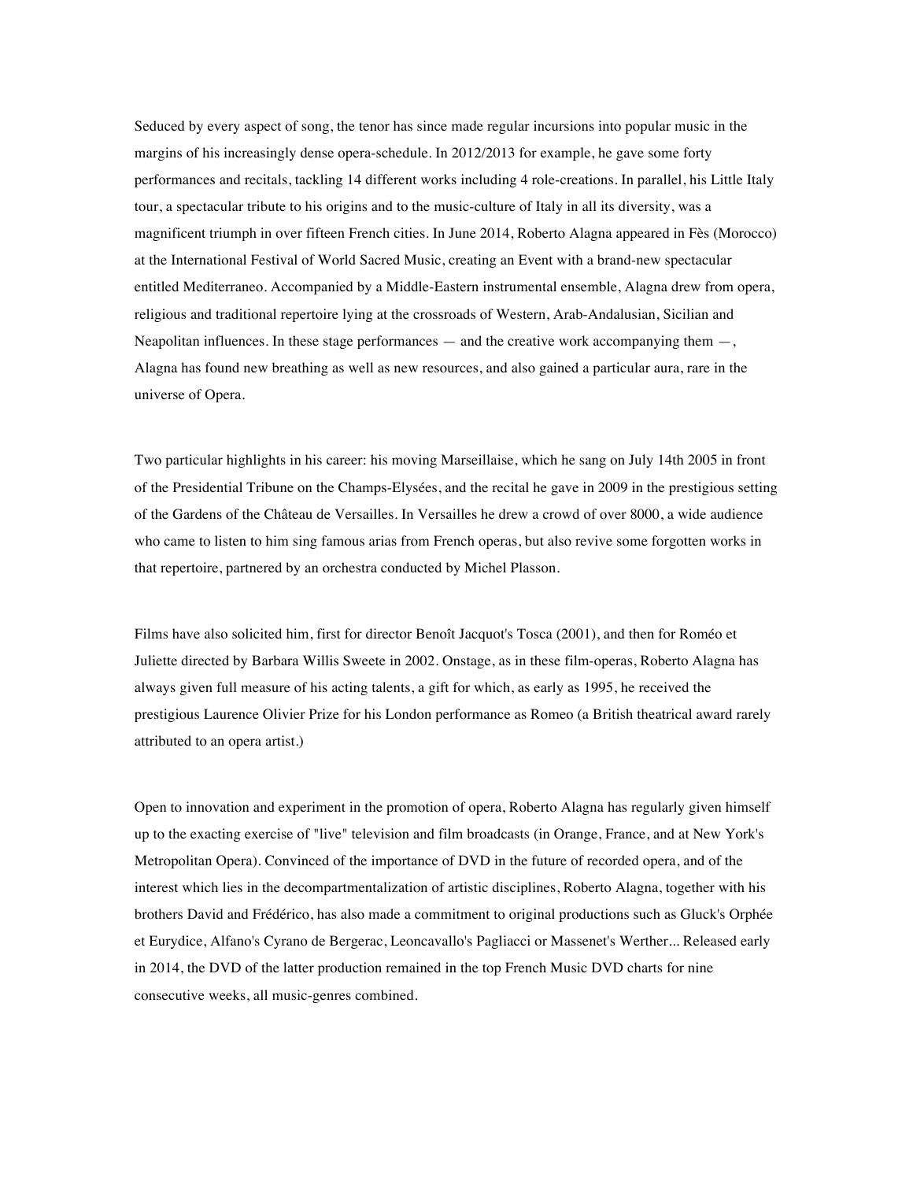Seduced by every aspect of song, the tenor has since made regular incursions into popular music in the margins of his increasingly dense opera-schedule. In 2012/2013 for example, he gave some forty performances and recitals, tackling 14 different works including 4 role-creations. In parallel, his Little Italy tour, a spectacular tribute to his origins and to the music-culture of Italy in all its diversity, was a magnificent triumph in over fifteen French cities. In June 2014, Roberto Alagna appeared in Fès (Morocco) at the International Festival of World Sacred Music, creating an Event with a brand-new spectacular entitled Mediterraneo. Accompanied by a Middle-Eastern instrumental ensemble, Alagna drew from opera, religious and traditional repertoire lying at the crossroads of Western, Arab-Andalusian, Sicilian and Neapolitan influences. In these stage performances — and the creative work accompanying them —, Alagna has found new breathing as well as new resources, and also gained a particular aura, rare in the universe of Opera.

Two particular highlights in his career: his moving Marseillaise, which he sang on July 14th 2005 in front of the Presidential Tribune on the Champs-Elysées, and the recital he gave in 2009 in the prestigious setting of the Gardens of the Château de Versailles. In Versailles he drew a crowd of over 8000, a wide audience who came to listen to him sing famous arias from French operas, but also revive some forgotten works in that repertoire, partnered by an orchestra conducted by Michel Plasson.

Films have also solicited him, first for director Benoît Jacquot's Tosca (2001), and then for Roméo et Juliette directed by Barbara Willis Sweete in 2002. Onstage, as in these film-operas, Roberto Alagna has always given full measure of his acting talents, a gift for which, as early as 1995, he received the prestigious Laurence Olivier Prize for his London performance as Romeo (a British theatrical award rarely attributed to an opera artist.)

Open to innovation and experiment in the promotion of opera, Roberto Alagna has regularly given himself up to the exacting exercise of "live" television and film broadcasts (in Orange, France, and at New York's Metropolitan Opera). Convinced of the importance of DVD in the future of recorded opera, and of the interest which lies in the decompartmentalization of artistic disciplines, Roberto Alagna, together with his brothers David and Frédérico, has also made a commitment to original productions such as Gluck's Orphée et Eurydice, Alfano's Cyrano de Bergerac, Leoncavallo's Pagliacci or Massenet's Werther... Released early in 2014, the DVD of the latter production remained in the top French Music DVD charts for nine consecutive weeks, all music-genres combined.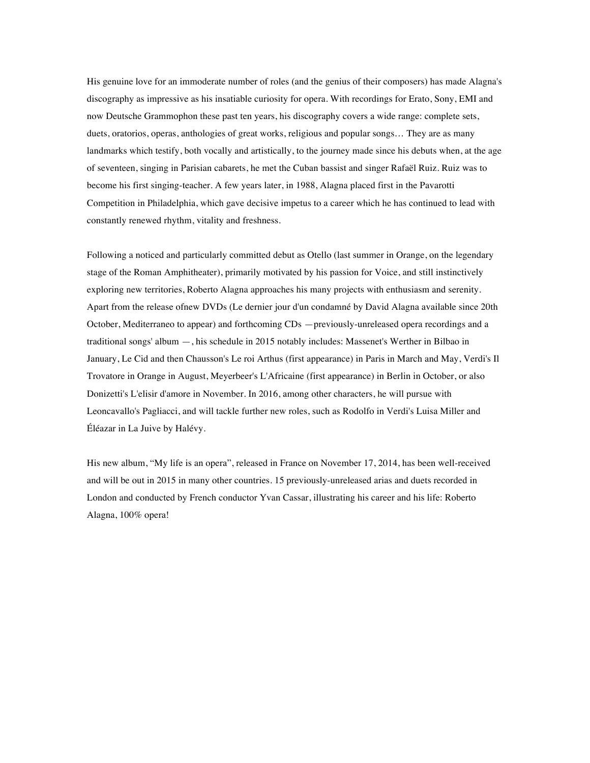His genuine love for an immoderate number of roles (and the genius of their composers) has made Alagna's discography as impressive as his insatiable curiosity for opera. With recordings for Erato, Sony, EMI and now Deutsche Grammophon these past ten years, his discography covers a wide range: complete sets, duets, oratorios, operas, anthologies of great works, religious and popular songs… They are as many landmarks which testify, both vocally and artistically, to the journey made since his debuts when, at the age of seventeen, singing in Parisian cabarets, he met the Cuban bassist and singer Rafaël Ruiz. Ruiz was to become his first singing-teacher. A few years later, in 1988, Alagna placed first in the Pavarotti Competition in Philadelphia, which gave decisive impetus to a career which he has continued to lead with constantly renewed rhythm, vitality and freshness.

Following a noticed and particularly committed debut as Otello (last summer in Orange, on the legendary stage of the Roman Amphitheater), primarily motivated by his passion for Voice, and still instinctively exploring new territories, Roberto Alagna approaches his many projects with enthusiasm and serenity. Apart from the release ofnew DVDs (Le dernier jour d'un condamné by David Alagna available since 20th October, Mediterraneo to appear) and forthcoming CDs —previously-unreleased opera recordings and a traditional songs' album —, his schedule in 2015 notably includes: Massenet's Werther in Bilbao in January, Le Cid and then Chausson's Le roi Arthus (first appearance) in Paris in March and May, Verdi's Il Trovatore in Orange in August, Meyerbeer's L'Africaine (first appearance) in Berlin in October, or also Donizetti's L'elisir d'amore in November. In 2016, among other characters, he will pursue with Leoncavallo's Pagliacci, and will tackle further new roles, such as Rodolfo in Verdi's Luisa Miller and Éléazar in La Juive by Halévy.

His new album, "My life is an opera", released in France on November 17, 2014, has been well-received and will be out in 2015 in many other countries. 15 previously-unreleased arias and duets recorded in London and conducted by French conductor Yvan Cassar, illustrating his career and his life: Roberto Alagna, 100% opera!